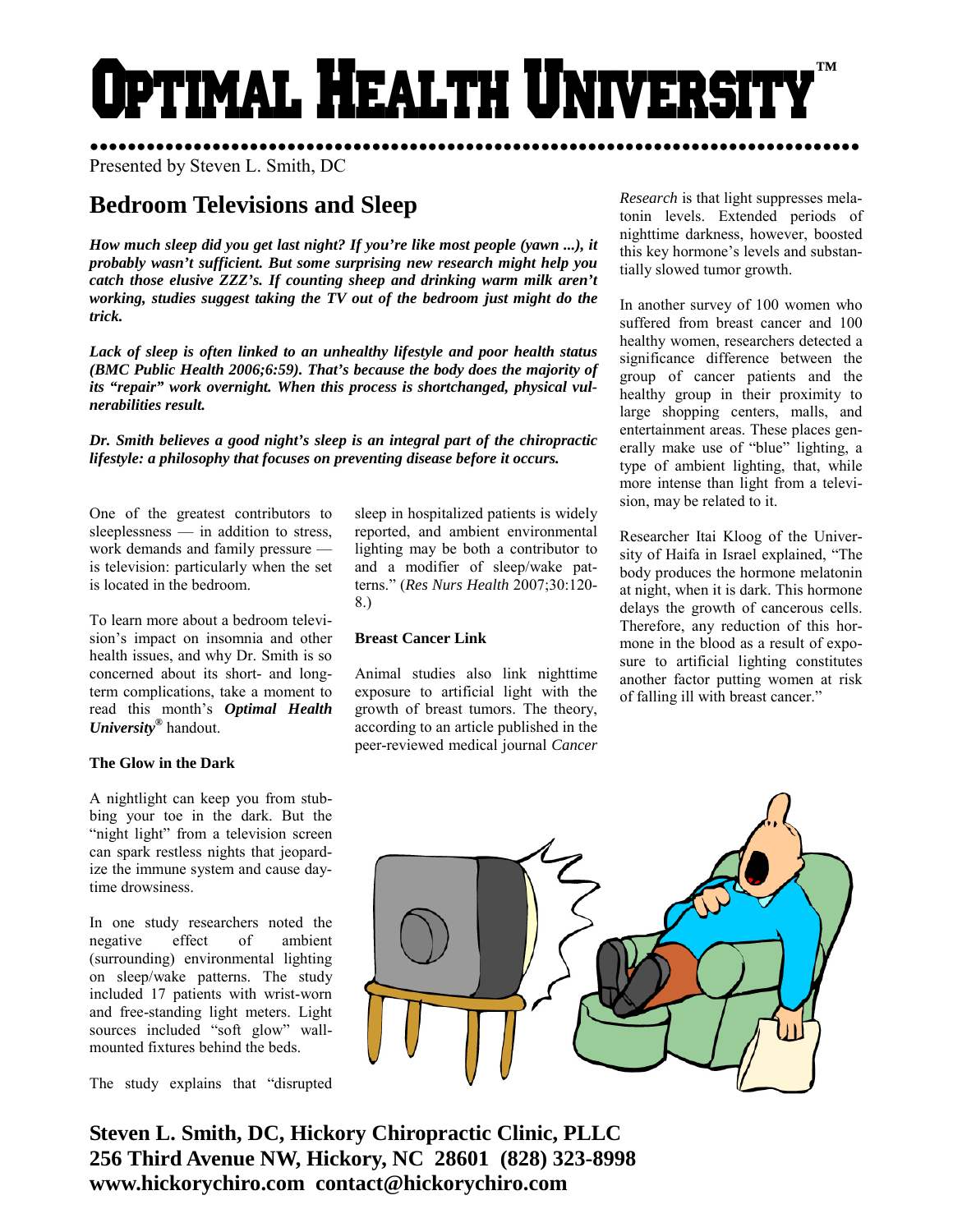# Optimal Health University™

Presented by Steven L. Smith, DC

## Bedroom Televisions and Sleep

***How much sleep did you get last night? If you're like most people (yawn ...), it probably wasn't sufficient. But some surprising new research might help you catch those elusive ZZZ's. If counting sheep and drinking warm milk aren't working, studies suggest taking the TV out of the bedroom just might do the trick.***

***Lack of sleep is often linked to an unhealthy lifestyle and poor health status (BMC Public Health 2006;6:59). That's because the body does the majority of its "repair" work overnight. When this process is shortchanged, physical vulnerabilities result.***

***Dr. Smith believes a good night's sleep is an integral part of the chiropractic lifestyle: a philosophy that focuses on preventing disease before it occurs.***

One of the greatest contributors to sleeplessness — in addition to stress, work demands and family pressure — is television: particularly when the set is located in the bedroom.

To learn more about a bedroom television's impact on insomnia and other health issues, and why Dr. Smith is so concerned about its short- and long-term complications, take a moment to read this month's ***Optimal Health University®*** handout.

### The Glow in the Dark

A nightlight can keep you from stubbing your toe in the dark. But the "night light" from a television screen can spark restless nights that jeopardize the immune system and cause daytime drowsiness.

In one study researchers noted the negative effect of ambient (surrounding) environmental lighting on sleep/wake patterns. The study included 17 patients with wrist-worn and free-standing light meters. Light sources included "soft glow" wall-mounted fixtures behind the beds.

The study explains that "disrupted sleep in hospitalized patients is widely reported, and ambient environmental lighting may be both a contributor to and a modifier of sleep/wake patterns." (*Res Nurs Health* 2007;30:120-8.)

### Breast Cancer Link

Animal studies also link nighttime exposure to artificial light with the growth of breast tumors. The theory, according to an article published in the peer-reviewed medical journal *Cancer Research* is that light suppresses melatonin levels. Extended periods of nighttime darkness, however, boosted this key hormone's levels and substantially slowed tumor growth.

In another survey of 100 women who suffered from breast cancer and 100 healthy women, researchers detected a significance difference between the group of cancer patients and the healthy group in their proximity to large shopping centers, malls, and entertainment areas. These places generally make use of "blue" lighting, a type of ambient lighting, that, while more intense than light from a television, may be related to it.

Researcher Itai Kloog of the University of Haifa in Israel explained, "The body produces the hormone melatonin at night, when it is dark. This hormone delays the growth of cancerous cells. Therefore, any reduction of this hormone in the blood as a result of exposure to artificial lighting constitutes another factor putting women at risk of falling ill with breast cancer."

**Steven L. Smith, DC, Hickory Chiropractic Clinic, PLLC**
**256 Third Avenue NW, Hickory, NC 28601 (828) 323-8998**
**www.hickorychiro.com contact@hickorychiro.com**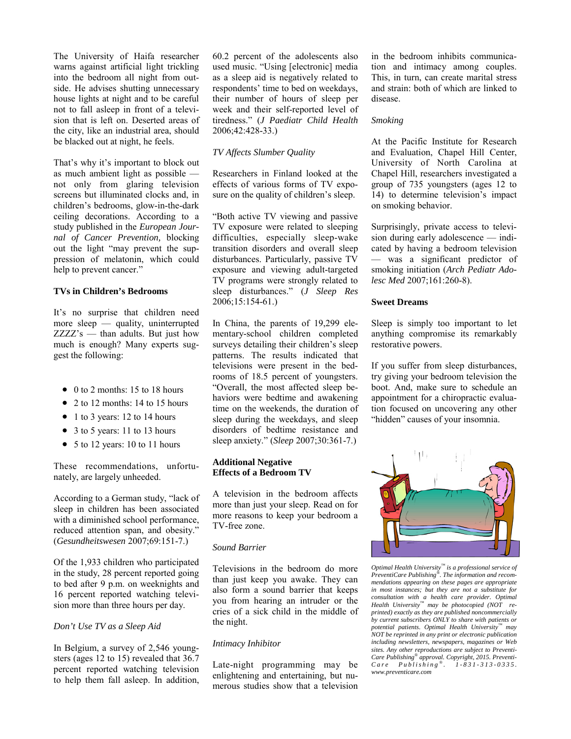The University of Haifa researcher warns against artificial light trickling into the bedroom all night from outside. He advises shutting unnecessary house lights at night and to be careful not to fall asleep in front of a television that is left on. Deserted areas of the city, like an industrial area, should be blacked out at night, he feels.

That's why it's important to block out as much ambient light as possible — not only from glaring television screens but illuminated clocks and, in children's bedrooms, glow-in-the-dark ceiling decorations. According to a study published in the *European Journal of Cancer Prevention,* blocking out the light "may prevent the suppression of melatonin, which could help to prevent cancer."

**TVs in Children's Bedrooms**

It's no surprise that children need more sleep — quality, uninterrupted ZZZZ's — than adults. But just how much is enough? Many experts suggest the following:

- 0 to 2 months: 15 to 18 hours
- 2 to 12 months: 14 to 15 hours
- 1 to 3 years: 12 to 14 hours
- 3 to 5 years: 11 to 13 hours
- 5 to 12 years: 10 to 11 hours

These recommendations, unfortunately, are largely unheeded.

According to a German study, "lack of sleep in children has been associated with a diminished school performance, reduced attention span, and obesity." (*Gesundheitswesen* 2007;69:151-7.)

Of the 1,933 children who participated in the study, 28 percent reported going to bed after 9 p.m. on weeknights and 16 percent reported watching television more than three hours per day.

*Don't Use TV as a Sleep Aid*

In Belgium, a survey of 2,546 youngsters (ages 12 to 15) revealed that 36.7 percent reported watching television to help them fall asleep. In addition, 60.2 percent of the adolescents also used music. "Using [electronic] media as a sleep aid is negatively related to respondents' time to bed on weekdays, their number of hours of sleep per week and their self-reported level of tiredness." (*J Paediatr Child Health* 2006;42:428-33.)

*TV Affects Slumber Quality*

Researchers in Finland looked at the effects of various forms of TV exposure on the quality of children's sleep.

"Both active TV viewing and passive TV exposure were related to sleeping difficulties, especially sleep-wake transition disorders and overall sleep disturbances. Particularly, passive TV exposure and viewing adult-targeted TV programs were strongly related to sleep disturbances." (*J Sleep Res* 2006;15:154-61.)

In China, the parents of 19,299 elementary-school children completed surveys detailing their children's sleep patterns. The results indicated that televisions were present in the bedrooms of 18.5 percent of youngsters. "Overall, the most affected sleep behaviors were bedtime and awakening time on the weekends, the duration of sleep during the weekdays, and sleep disorders of bedtime resistance and sleep anxiety." (*Sleep* 2007;30:361-7.)

**Additional Negative Effects of a Bedroom TV**

A television in the bedroom affects more than just your sleep. Read on for more reasons to keep your bedroom a TV-free zone.

*Sound Barrier*

Televisions in the bedroom do more than just keep you awake. They can also form a sound barrier that keeps you from hearing an intruder or the cries of a sick child in the middle of the night.

*Intimacy Inhibitor*

Late-night programming may be enlightening and entertaining, but numerous studies show that a television in the bedroom inhibits communication and intimacy among couples. This, in turn, can create marital stress and strain: both of which are linked to disease.

*Smoking*

At the Pacific Institute for Research and Evaluation, Chapel Hill Center, University of North Carolina at Chapel Hill, researchers investigated a group of 735 youngsters (ages 12 to 14) to determine television's impact on smoking behavior.

Surprisingly, private access to television during early adolescence — indicated by having a bedroom television — was a significant predictor of smoking initiation (*Arch Pediatr Adolesc Med* 2007;161:260-8).

**Sweet Dreams**

Sleep is simply too important to let anything compromise its remarkably restorative powers.

If you suffer from sleep disturbances, try giving your bedroom television the boot. And, make sure to schedule an appointment for a chiropractic evaluation focused on uncovering any other "hidden" causes of your insomnia.

*Optimal Health University™ is a professional service of PreventiCare Publishing®. The information and recommendations appearing on these pages are appropriate in most instances; but they are not a substitute for consultation with a health care provider. Optimal Health University™ may be photocopied (NOT reprinted) exactly as they are published noncommercially by current subscribers ONLY to share with patients or potential patients. Optimal Health University™ may NOT be reprinted in any print or electronic publication including newsletters, newspapers, magazines or Web sites. Any other reproductions are subject to PreventiCare Publishing® approval. Copyright, 2015. PreventiCare Publishing®. 1-831-313-0335. www.preventicare.com*